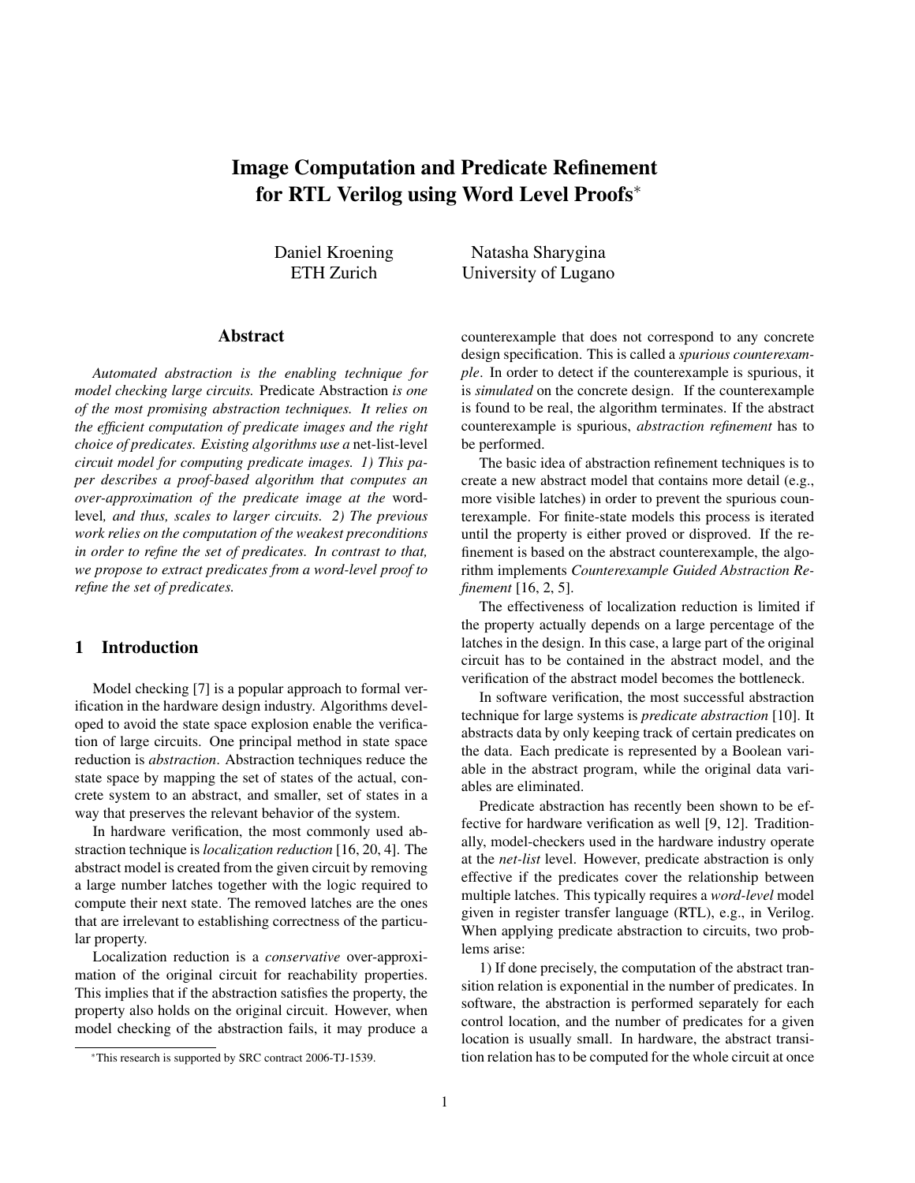# Image Computation and Predicate Refinement for RTL Verilog using Word Level Proofs*

Daniel Kroening
ETH Zurich

Natasha Sharygina
University of Lugano

## Abstract

*Automated abstraction is the enabling technique for model checking large circuits.* Predicate Abstraction *is one of the most promising abstraction techniques. It relies on the efficient computation of predicate images and the right choice of predicates. Existing algorithms use a* net-list-level *circuit model for computing predicate images. 1) This paper describes a proof-based algorithm that computes an over-approximation of the predicate image at the* word-level*, and thus, scales to larger circuits. 2) The previous work relies on the computation of the weakest preconditions in order to refine the set of predicates. In contrast to that, we propose to extract predicates from a word-level proof to refine the set of predicates.*

## 1 Introduction

Model checking [7] is a popular approach to formal verification in the hardware design industry. Algorithms developed to avoid the state space explosion enable the verification of large circuits. One principal method in state space reduction is *abstraction*. Abstraction techniques reduce the state space by mapping the set of states of the actual, concrete system to an abstract, and smaller, set of states in a way that preserves the relevant behavior of the system.

In hardware verification, the most commonly used abstraction technique is *localization reduction* [16, 20, 4]. The abstract model is created from the given circuit by removing a large number latches together with the logic required to compute their next state. The removed latches are the ones that are irrelevant to establishing correctness of the particular property.

Localization reduction is a *conservative* over-approximation of the original circuit for reachability properties. This implies that if the abstraction satisfies the property, the property also holds on the original circuit. However, when model checking of the abstraction fails, it may produce a counterexample that does not correspond to any concrete design specification. This is called a *spurious counterexample*. In order to detect if the counterexample is spurious, it is *simulated* on the concrete design. If the counterexample is found to be real, the algorithm terminates. If the abstract counterexample is spurious, *abstraction refinement* has to be performed.

The basic idea of abstraction refinement techniques is to create a new abstract model that contains more detail (e.g., more visible latches) in order to prevent the spurious counterexample. For finite-state models this process is iterated until the property is either proved or disproved. If the refinement is based on the abstract counterexample, the algorithm implements *Counterexample Guided Abstraction Refinement* [16, 2, 5].

The effectiveness of localization reduction is limited if the property actually depends on a large percentage of the latches in the design. In this case, a large part of the original circuit has to be contained in the abstract model, and the verification of the abstract model becomes the bottleneck.

In software verification, the most successful abstraction technique for large systems is *predicate abstraction* [10]. It abstracts data by only keeping track of certain predicates on the data. Each predicate is represented by a Boolean variable in the abstract program, while the original data variables are eliminated.

Predicate abstraction has recently been shown to be effective for hardware verification as well [9, 12]. Traditionally, model-checkers used in the hardware industry operate at the *net-list* level. However, predicate abstraction is only effective if the predicates cover the relationship between multiple latches. This typically requires a *word-level* model given in register transfer language (RTL), e.g., in Verilog. When applying predicate abstraction to circuits, two problems arise:

1) If done precisely, the computation of the abstract transition relation is exponential in the number of predicates. In software, the abstraction is performed separately for each control location, and the number of predicates for a given location is usually small. In hardware, the abstract transition relation has to be computed for the whole circuit at once

*This research is supported by SRC contract 2006-TJ-1539.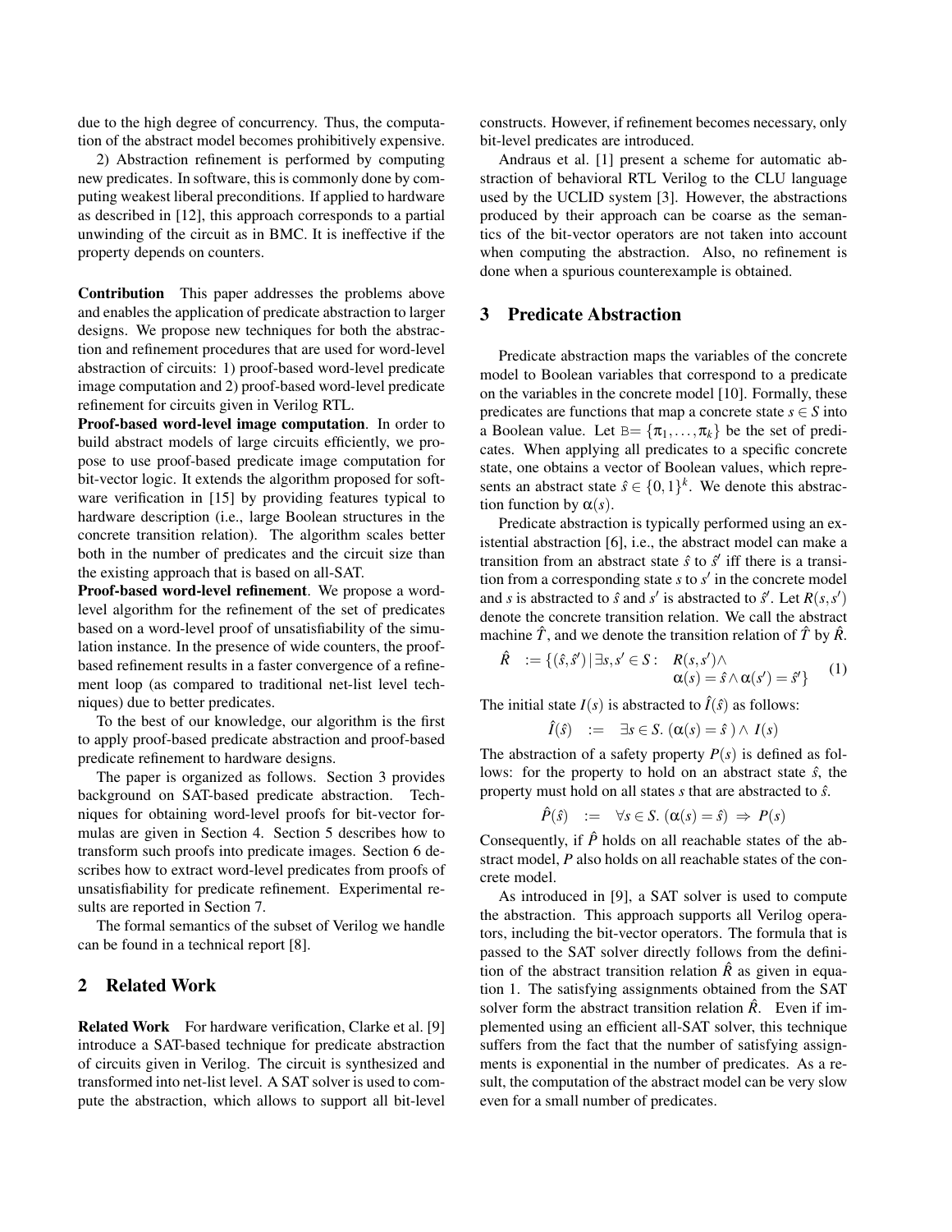due to the high degree of concurrency. Thus, the computation of the abstract model becomes prohibitively expensive.

2) Abstraction refinement is performed by computing new predicates. In software, this is commonly done by computing weakest liberal preconditions. If applied to hardware as described in [12], this approach corresponds to a partial unwinding of the circuit as in BMC. It is ineffective if the property depends on counters.

**Contribution** This paper addresses the problems above and enables the application of predicate abstraction to larger designs. We propose new techniques for both the abstraction and refinement procedures that are used for word-level abstraction of circuits: 1) proof-based word-level predicate image computation and 2) proof-based word-level predicate refinement for circuits given in Verilog RTL.

**Proof-based word-level image computation**. In order to build abstract models of large circuits efficiently, we propose to use proof-based predicate image computation for bit-vector logic. It extends the algorithm proposed for software verification in [15] by providing features typical to hardware description (i.e., large Boolean structures in the concrete transition relation). The algorithm scales better both in the number of predicates and the circuit size than the existing approach that is based on all-SAT.

**Proof-based word-level refinement**. We propose a word-level algorithm for the refinement of the set of predicates based on a word-level proof of unsatisfiability of the simulation instance. In the presence of wide counters, the proof-based refinement results in a faster convergence of a refinement loop (as compared to traditional net-list level techniques) due to better predicates.

To the best of our knowledge, our algorithm is the first to apply proof-based predicate abstraction and proof-based predicate refinement to hardware designs.

The paper is organized as follows. Section 3 provides background on SAT-based predicate abstraction. Techniques for obtaining word-level proofs for bit-vector formulas are given in Section 4. Section 5 describes how to transform such proofs into predicate images. Section 6 describes how to extract word-level predicates from proofs of unsatisfiability for predicate refinement. Experimental results are reported in Section 7.

The formal semantics of the subset of Verilog we handle can be found in a technical report [8].

## 2 Related Work

**Related Work** For hardware verification, Clarke et al. [9] introduce a SAT-based technique for predicate abstraction of circuits given in Verilog. The circuit is synthesized and transformed into net-list level. A SAT solver is used to compute the abstraction, which allows to support all bit-level constructs. However, if refinement becomes necessary, only bit-level predicates are introduced.

Andraus et al. [1] present a scheme for automatic abstraction of behavioral RTL Verilog to the CLU language used by the UCLID system [3]. However, the abstractions produced by their approach can be coarse as the semantics of the bit-vector operators are not taken into account when computing the abstraction. Also, no refinement is done when a spurious counterexample is obtained.

## 3 Predicate Abstraction

Predicate abstraction maps the variables of the concrete model to Boolean variables that correspond to a predicate on the variables in the concrete model [10]. Formally, these predicates are functions that map a concrete state $s \in S$ into a Boolean value. Let $\mathrm{B} = \{\pi_1, \ldots, \pi_k\}$ be the set of predicates. When applying all predicates to a specific concrete state, one obtains a vector of Boolean values, which represents an abstract state $\hat{s} \in \{0,1\}^k$. We denote this abstraction function by $\alpha(s)$.

Predicate abstraction is typically performed using an existential abstraction [6], i.e., the abstract model can make a transition from an abstract state $\hat{s}$ to $\hat{s}'$ iff there is a transition from a corresponding state $s$ to $s'$ in the concrete model and $s$ is abstracted to $\hat{s}$ and $s'$ is abstracted to $\hat{s}'$. Let $R(s,s')$ denote the concrete transition relation. We call the abstract machine $\hat{T}$, and we denote the transition relation of $\hat{T}$ by $\hat{R}$.

$$\hat{R} \quad := \{(\hat{s}, \hat{s}') \,|\, \exists s, s' \in S: \quad R(s,s') \wedge \alpha(s) = \hat{s} \wedge \alpha(s') = \hat{s}'\} \tag{1}$$

The initial state $I(s)$ is abstracted to $\hat{I}(\hat{s})$ as follows:

$$\hat{I}(\hat{s}) \quad := \quad \exists s \in S.\, (\alpha(s) = \hat{s}\,) \wedge I(s)$$

The abstraction of a safety property $P(s)$ is defined as follows: for the property to hold on an abstract state $\hat{s}$, the property must hold on all states $s$ that are abstracted to $\hat{s}$.

$$\hat{P}(\hat{s}) \quad := \quad \forall s \in S.\, (\alpha(s) = \hat{s}) \Rightarrow P(s)$$

Consequently, if $\hat{P}$ holds on all reachable states of the abstract model, $P$ also holds on all reachable states of the concrete model.

As introduced in [9], a SAT solver is used to compute the abstraction. This approach supports all Verilog operators, including the bit-vector operators. The formula that is passed to the SAT solver directly follows from the definition of the abstract transition relation $\hat{R}$ as given in equation 1. The satisfying assignments obtained from the SAT solver form the abstract transition relation $\hat{R}$. Even if implemented using an efficient all-SAT solver, this technique suffers from the fact that the number of satisfying assignments is exponential in the number of predicates. As a result, the computation of the abstract model can be very slow even for a small number of predicates.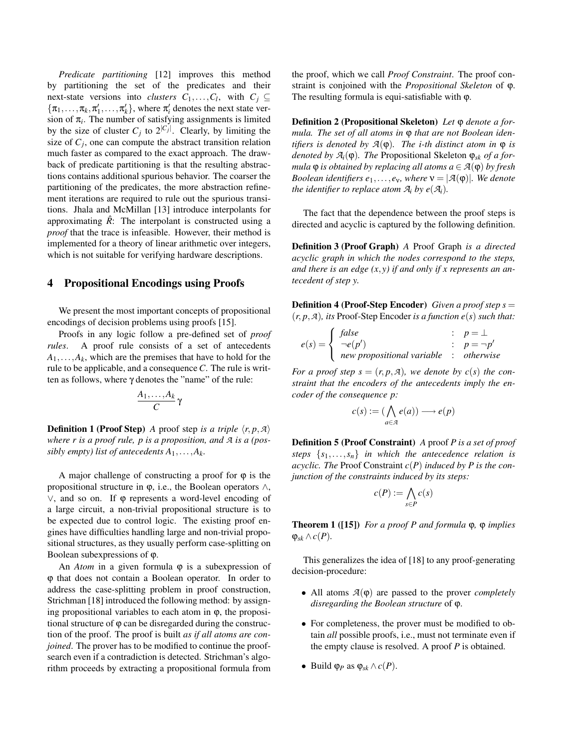*Predicate partitioning* [12] improves this method by partitioning the set of the predicates and their next-state versions into *clusters* $C_1, \ldots, C_l$, with $C_j \subseteq \{\pi_1, \ldots, \pi_k, \pi'_1, \ldots, \pi'_k\}$, where $\pi'_i$ denotes the next state version of $\pi_i$. The number of satisfying assignments is limited by the size of cluster $C_j$ to $2^{|C_j|}$. Clearly, by limiting the size of $C_j$, one can compute the abstract transition relation much faster as compared to the exact approach. The drawback of predicate partitioning is that the resulting abstractions contains additional spurious behavior. The coarser the partitioning of the predicates, the more abstraction refinement iterations are required to rule out the spurious transitions. Jhala and McMillan [13] introduce interpolants for approximating $\hat{R}$: The interpolant is constructed using a *proof* that the trace is infeasible. However, their method is implemented for a theory of linear arithmetic over integers, which is not suitable for verifying hardware descriptions.

## 4 Propositional Encodings using Proofs

We present the most important concepts of propositional encodings of decision problems using proofs [15].

Proofs in any logic follow a pre-defined set of *proof rules*. A proof rule consists of a set of antecedents $A_1, \ldots, A_k$, which are the premises that have to hold for the rule to be applicable, and a consequence $C$. The rule is written as follows, where $\gamma$ denotes the "name" of the rule:

$$\frac{A_1, \ldots, A_k}{C}\,\gamma$$

**Definition 1 (Proof Step)** *A* proof step *is a triple* $\langle r, p, \mathcal{A} \rangle$ *where r is a proof rule, p is a proposition, and* $\mathcal{A}$ *is a (possibly empty) list of antecedents* $A_1, \ldots, A_k$.

A major challenge of constructing a proof for $\varphi$ is the propositional structure in $\varphi$, i.e., the Boolean operators $\wedge$, $\vee$, and so on. If $\varphi$ represents a word-level encoding of a large circuit, a non-trivial propositional structure is to be expected due to control logic. The existing proof engines have difficulties handling large and non-trivial propositional structures, as they usually perform case-splitting on Boolean subexpressions of $\varphi$.

An *Atom* in a given formula $\varphi$ is a subexpression of $\varphi$ that does not contain a Boolean operator. In order to address the case-splitting problem in proof construction, Strichman [18] introduced the following method: by assigning propositional variables to each atom in $\varphi$, the propositional structure of $\varphi$ can be disregarded during the construction of the proof. The proof is built *as if all atoms are conjoined*. The prover has to be modified to continue the proof-search even if a contradiction is detected. Strichman's algorithm proceeds by extracting a propositional formula from the proof, which we call *Proof Constraint*. The proof constraint is conjoined with the *Propositional Skeleton* of $\varphi$. The resulting formula is equi-satisfiable with $\varphi$.

**Definition 2 (Propositional Skeleton)** *Let* $\varphi$ *denote a formula. The set of all atoms in* $\varphi$ *that are not Boolean identifiers is denoted by* $\mathcal{A}(\varphi)$. *The i-th distinct atom in* $\varphi$ *is denoted by* $\mathcal{A}_i(\varphi)$. *The* Propositional Skeleton $\varphi_{sk}$ *of a formula* $\varphi$ *is obtained by replacing all atoms* $a \in \mathcal{A}(\varphi)$ *by fresh Boolean identifiers* $e_1, \ldots, e_\nu$, *where* $\nu = |\mathcal{A}(\varphi)|$. *We denote the identifier to replace atom* $\mathcal{A}_i$ *by* $e(\mathcal{A}_i)$.

The fact that the dependence between the proof steps is directed and acyclic is captured by the following definition.

**Definition 3 (Proof Graph)** *A* Proof Graph *is a directed acyclic graph in which the nodes correspond to the steps, and there is an edge (x, y) if and only if x represents an antecedent of step y.*

**Definition 4 (Proof-Step Encoder)** *Given a proof step* $s = (r, p, \mathcal{A})$, *its* Proof-Step Encoder *is a function* $e(s)$ *such that:*

$$e(s) = \begin{cases} \textit{false} & : \; p = \bot \\ \neg e(p') & : \; p = \neg p' \\ \textit{new propositional variable} & : \; \textit{otherwise} \end{cases}$$

*For a proof step* $s = (r, p, \mathcal{A})$, *we denote by* $c(s)$ *the constraint that the encoders of the antecedents imply the encoder of the consequence p:*

$$c(s) := \Big(\bigwedge_{a \in \mathcal{A}} e(a)\Big) \longrightarrow e(p)$$

**Definition 5 (Proof Constraint)** *A* proof $P$ *is a set of proof steps* $\{s_1, \ldots, s_n\}$ *in which the antecedence relation is acyclic. The* Proof Constraint $c(P)$ *induced by P is the conjunction of the constraints induced by its steps:*

$$c(P) := \bigwedge_{s \in P} c(s)$$

**Theorem 1 ([15])** *For a proof P and formula* $\varphi$, $\varphi$ *implies* $\varphi_{sk} \wedge c(P)$.

This generalizes the idea of [18] to any proof-generating decision-procedure:

- All atoms $\mathcal{A}(\varphi)$ are passed to the prover *completely disregarding the Boolean structure* of $\varphi$.
- For completeness, the prover must be modified to obtain *all* possible proofs, i.e., must not terminate even if the empty clause is resolved. A proof $P$ is obtained.
- Build $\varphi_P$ as $\varphi_{sk} \wedge c(P)$.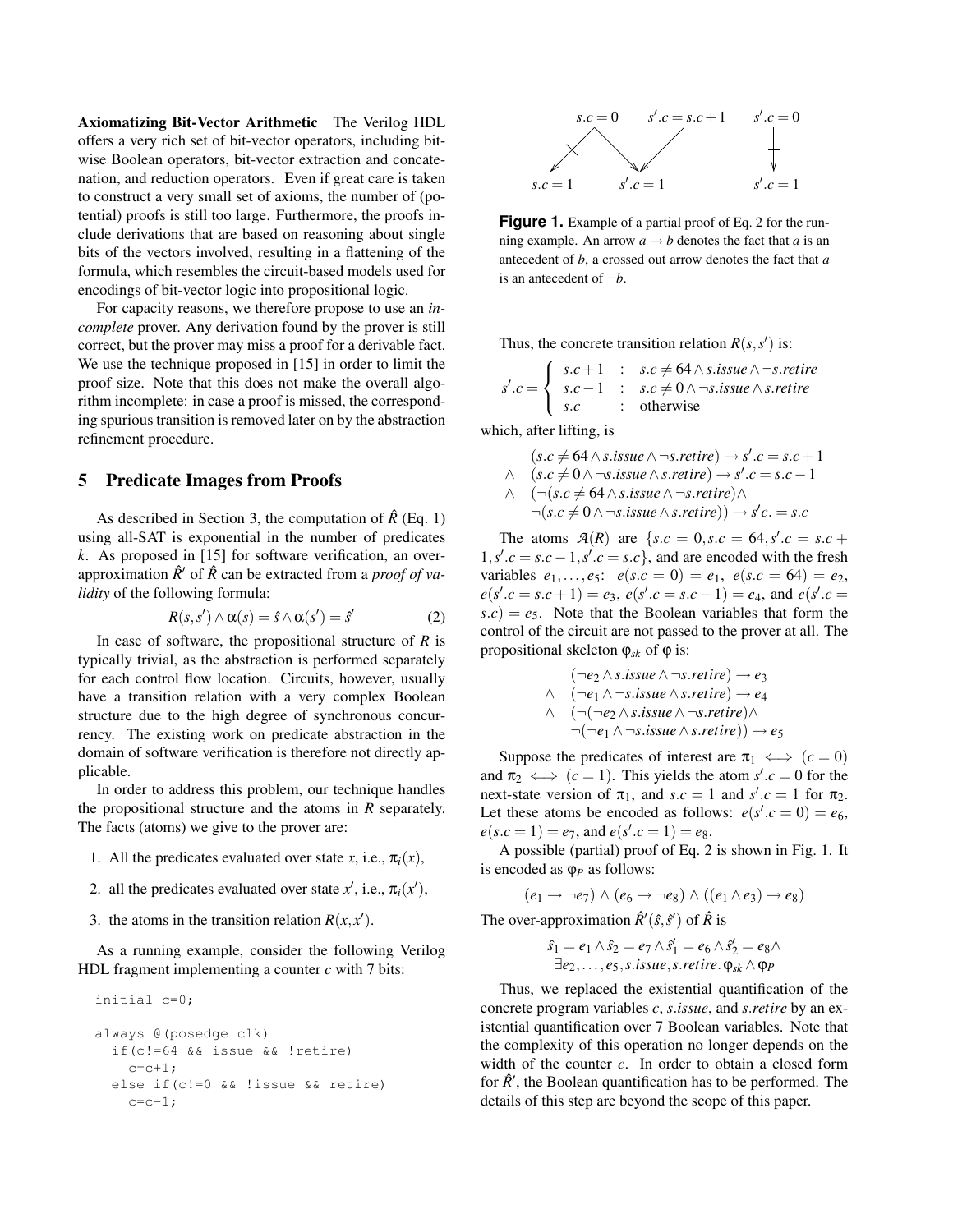**Axiomatizing Bit-Vector Arithmetic** The Verilog HDL offers a very rich set of bit-vector operators, including bitwise Boolean operators, bit-vector extraction and concatenation, and reduction operators. Even if great care is taken to construct a very small set of axioms, the number of (potential) proofs is still too large. Furthermore, the proofs include derivations that are based on reasoning about single bits of the vectors involved, resulting in a flattening of the formula, which resembles the circuit-based models used for encodings of bit-vector logic into propositional logic.

For capacity reasons, we therefore propose to use an *incomplete* prover. Any derivation found by the prover is still correct, but the prover may miss a proof for a derivable fact. We use the technique proposed in [15] in order to limit the proof size. Note that this does not make the overall algorithm incomplete: in case a proof is missed, the corresponding spurious transition is removed later on by the abstraction refinement procedure.

## 5 Predicate Images from Proofs

As described in Section 3, the computation of $\hat{R}$ (Eq. 1) using all-SAT is exponential in the number of predicates $k$. As proposed in [15] for software verification, an over-approximation $\hat{R}'$ of $\hat{R}$ can be extracted from a *proof of validity* of the following formula:

$$R(s,s') \wedge \alpha(s) = \hat{s} \wedge \alpha(s') = \hat{s}' \tag{2}$$

In case of software, the propositional structure of $R$ is typically trivial, as the abstraction is performed separately for each control flow location. Circuits, however, usually have a transition relation with a very complex Boolean structure due to the high degree of synchronous concurrency. The existing work on predicate abstraction in the domain of software verification is therefore not directly applicable.

In order to address this problem, our technique handles the propositional structure and the atoms in $R$ separately. The facts (atoms) we give to the prover are:

1. All the predicates evaluated over state $x$, i.e., $\pi_i(x)$,
2. all the predicates evaluated over state $x'$, i.e., $\pi_i(x')$,
3. the atoms in the transition relation $R(x,x')$.

As a running example, consider the following Verilog HDL fragment implementing a counter $c$ with 7 bits:

```
initial c=0;

always @(posedge clk)
  if(c!=64 && issue && !retire)
    c=c+1;
  else if(c!=0 && !issue && retire)
    c=c-1;
```

$$
\begin{array}{ccc}
s.c = 0 & s'.c = s.c+1 & s'.c = 0 \\
s.c = 1 & s'.c = 1 & s'.c = 1
\end{array}
$$

**Figure 1.** Example of a partial proof of Eq. 2 for the running example. An arrow $a \to b$ denotes the fact that $a$ is an antecedent of $b$, a crossed out arrow denotes the fact that $a$ is an antecedent of $\neg b$.

Thus, the concrete transition relation $R(s,s')$ is:

$$
s'.c = \begin{cases} s.c+1 & : \quad s.c \neq 64 \wedge s.issue \wedge \neg s.retire \\ s.c-1 & : \quad s.c \neq 0 \wedge \neg s.issue \wedge s.retire \\ s.c & : \quad \text{otherwise} \end{cases}
$$

which, after lifting, is

$$
\begin{array}{ll}
 & (s.c \neq 64 \wedge s.issue \wedge \neg s.retire) \rightarrow s'.c = s.c+1 \\
\wedge & (s.c \neq 0 \wedge \neg s.issue \wedge s.retire) \rightarrow s'.c = s.c-1 \\
\wedge & (\neg(s.c \neq 64 \wedge s.issue \wedge \neg s.retire) \wedge \\
 & \neg(s.c \neq 0 \wedge \neg s.issue \wedge s.retire)) \rightarrow s'c. = s.c
\end{array}
$$

The atoms $\mathcal{A}(R)$ are $\{s.c = 0, s.c = 64, s'.c = s.c + 1, s'.c = s.c-1, s'.c = s.c\}$, and are encoded with the fresh variables $e_1,\ldots,e_5$: $e(s.c = 0) = e_1$, $e(s.c = 64) = e_2$, $e(s'.c = s.c+1) = e_3$, $e(s'.c = s.c-1) = e_4$, and $e(s'.c = s.c) = e_5$. Note that the Boolean variables that form the control of the circuit are not passed to the prover at all. The propositional skeleton $\varphi_{sk}$ of $\varphi$ is:

$$
\begin{array}{ll}
 & (\neg e_2 \wedge s.issue \wedge \neg s.retire) \rightarrow e_3 \\
\wedge & (\neg e_1 \wedge \neg s.issue \wedge s.retire) \rightarrow e_4 \\
\wedge & (\neg(\neg e_2 \wedge s.issue \wedge \neg s.retire) \wedge \\
 & \neg(\neg e_1 \wedge \neg s.issue \wedge s.retire)) \rightarrow e_5
\end{array}
$$

Suppose the predicates of interest are $\pi_1 \iff (c = 0)$ and $\pi_2 \iff (c = 1)$. This yields the atom $s'.c = 0$ for the next-state version of $\pi_1$, and $s.c = 1$ and $s'.c = 1$ for $\pi_2$. Let these atoms be encoded as follows: $e(s'.c = 0) = e_6$, $e(s.c = 1) = e_7$, and $e(s'.c = 1) = e_8$.

A possible (partial) proof of Eq. 2 is shown in Fig. 1. It is encoded as $\varphi_P$ as follows:

$$(e_1 \rightarrow \neg e_7) \wedge (e_6 \rightarrow \neg e_8) \wedge ((e_1 \wedge e_3) \rightarrow e_8)$$

The over-approximation $\hat{R}'(\hat{s},\hat{s}')$ of $\hat{R}$ is

$$
\begin{array}{c}
\hat{s}_1 = e_1 \wedge \hat{s}_2 = e_7 \wedge \hat{s}'_1 = e_6 \wedge \hat{s}'_2 = e_8 \wedge \\
\exists e_2,\ldots,e_5, s.issue, s.retire.\, \varphi_{sk} \wedge \varphi_P
\end{array}
$$

Thus, we replaced the existential quantification of the concrete program variables $c$, $s.issue$, and $s.retire$ by an existential quantification over 7 Boolean variables. Note that the complexity of this operation no longer depends on the width of the counter $c$. In order to obtain a closed form for $\hat{R}'$, the Boolean quantification has to be performed. The details of this step are beyond the scope of this paper.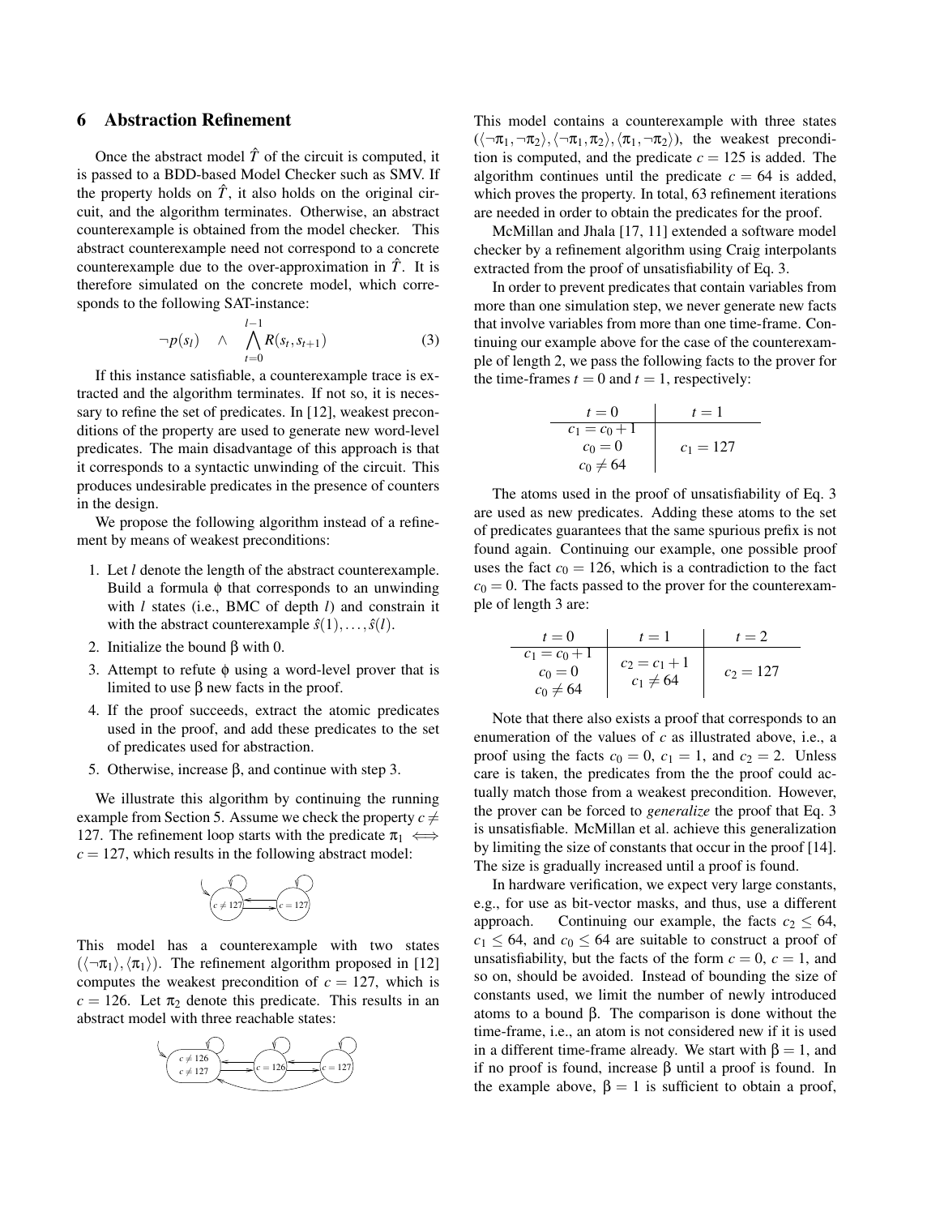## 6 Abstraction Refinement

Once the abstract model $\hat{T}$ of the circuit is computed, it is passed to a BDD-based Model Checker such as SMV. If the property holds on $\hat{T}$, it also holds on the original circuit, and the algorithm terminates. Otherwise, an abstract counterexample is obtained from the model checker. This abstract counterexample need not correspond to a concrete counterexample due to the over-approximation in $\hat{T}$. It is therefore simulated on the concrete model, which corresponds to the following SAT-instance:

$$\neg p(s_l) \quad \wedge \quad \bigwedge_{t=0}^{l-1} R(s_t, s_{t+1}) \tag{3}$$

If this instance satisfiable, a counterexample trace is extracted and the algorithm terminates. If not so, it is necessary to refine the set of predicates. In [12], weakest preconditions of the property are used to generate new word-level predicates. The main disadvantage of this approach is that it corresponds to a syntactic unwinding of the circuit. This produces undesirable predicates in the presence of counters in the design.

We propose the following algorithm instead of a refinement by means of weakest preconditions:

1. Let $l$ denote the length of the abstract counterexample. Build a formula $\phi$ that corresponds to an unwinding with $l$ states (i.e., BMC of depth $l$) and constrain it with the abstract counterexample $\hat{s}(1), \ldots, \hat{s}(l)$.
2. Initialize the bound $\beta$ with 0.
3. Attempt to refute $\phi$ using a word-level prover that is limited to use $\beta$ new facts in the proof.
4. If the proof succeeds, extract the atomic predicates used in the proof, and add these predicates to the set of predicates used for abstraction.
5. Otherwise, increase $\beta$, and continue with step 3.

We illustrate this algorithm by continuing the running example from Section 5. Assume we check the property $c \neq 127$. The refinement loop starts with the predicate $\pi_1 \iff c = 127$, which results in the following abstract model:

This model has a counterexample with two states $(\langle\neg\pi_1\rangle, \langle\pi_1\rangle)$. The refinement algorithm proposed in [12] computes the weakest precondition of $c = 127$, which is $c = 126$. Let $\pi_2$ denote this predicate. This results in an abstract model with three reachable states:

This model contains a counterexample with three states $(\langle\neg\pi_1, \neg\pi_2\rangle, \langle\neg\pi_1, \pi_2\rangle, \langle\pi_1, \neg\pi_2\rangle)$, the weakest precondition is computed, and the predicate $c = 125$ is added. The algorithm continues until the predicate $c = 64$ is added, which proves the property. In total, 63 refinement iterations are needed in order to obtain the predicates for the proof.

McMillan and Jhala [17, 11] extended a software model checker by a refinement algorithm using Craig interpolants extracted from the proof of unsatisfiability of Eq. 3.

In order to prevent predicates that contain variables from more than one simulation step, we never generate new facts that involve variables from more than one time-frame. Continuing our example above for the case of the counterexample of length 2, we pass the following facts to the prover for the time-frames $t = 0$ and $t = 1$, respectively:

| $t = 0$ | $t = 1$ |
|---|---|
| $c_1 = c_0 + 1$<br>$c_0 = 0$<br>$c_0 \neq 64$ | $c_1 = 127$ |

The atoms used in the proof of unsatisfiability of Eq. 3 are used as new predicates. Adding these atoms to the set of predicates guarantees that the same spurious prefix is not found again. Continuing our example, one possible proof uses the fact $c_0 = 126$, which is a contradiction to the fact $c_0 = 0$. The facts passed to the prover for the counterexample of length 3 are:

| $t = 0$ | $t = 1$ | $t = 2$ |
|---|---|---|
| $c_1 = c_0 + 1$<br>$c_0 = 0$<br>$c_0 \neq 64$ | $c_2 = c_1 + 1$<br>$c_1 \neq 64$ | $c_2 = 127$ |

Note that there also exists a proof that corresponds to an enumeration of the values of $c$ as illustrated above, i.e., a proof using the facts $c_0 = 0$, $c_1 = 1$, and $c_2 = 2$. Unless care is taken, the predicates from the the proof could actually match those from a weakest precondition. However, the prover can be forced to *generalize* the proof that Eq. 3 is unsatisfiable. McMillan et al. achieve this generalization by limiting the size of constants that occur in the proof [14]. The size is gradually increased until a proof is found.

In hardware verification, we expect very large constants, e.g., for use as bit-vector masks, and thus, use a different approach. Continuing our example, the facts $c_2 \leq 64$, $c_1 \leq 64$, and $c_0 \leq 64$ are suitable to construct a proof of unsatisfiability, but the facts of the form $c = 0$, $c = 1$, and so on, should be avoided. Instead of bounding the size of constants used, we limit the number of newly introduced atoms to a bound $\beta$. The comparison is done without the time-frame, i.e., an atom is not considered new if it is used in a different time-frame already. We start with $\beta = 1$, and if no proof is found, increase $\beta$ until a proof is found. In the example above, $\beta = 1$ is sufficient to obtain a proof,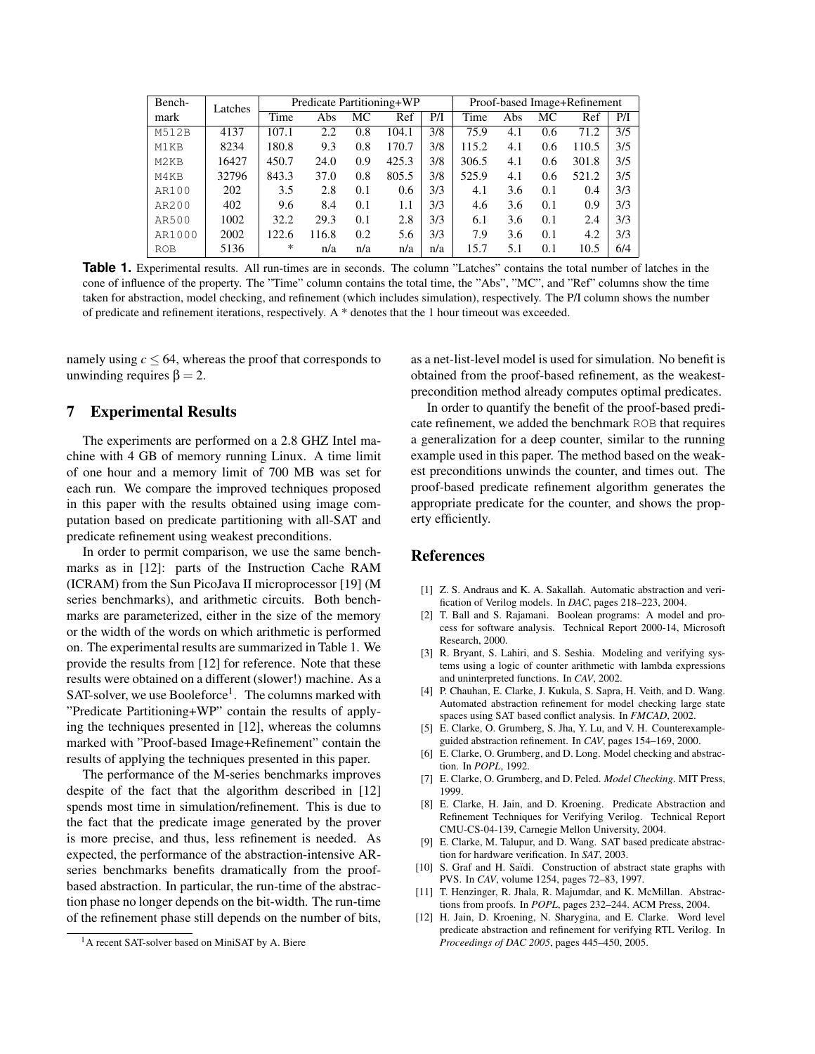| Bench-mark | Latches | Predicate Partitioning+WP | | | | | Proof-based Image+Refinement | | | | |
|---|---|---|---|---|---|---|---|---|---|---|---|
| | | Time | Abs | MC | Ref | P/I | Time | Abs | MC | Ref | P/I |
| M512B | 4137 | 107.1 | 2.2 | 0.8 | 104.1 | 3/8 | 75.9 | 4.1 | 0.6 | 71.2 | 3/5 |
| M1KB | 8234 | 180.8 | 9.3 | 0.8 | 170.7 | 3/8 | 115.2 | 4.1 | 0.6 | 110.5 | 3/5 |
| M2KB | 16427 | 450.7 | 24.0 | 0.9 | 425.3 | 3/8 | 306.5 | 4.1 | 0.6 | 301.8 | 3/5 |
| M4KB | 32796 | 843.3 | 37.0 | 0.8 | 805.5 | 3/8 | 525.9 | 4.1 | 0.6 | 521.2 | 3/5 |
| AR100 | 202 | 3.5 | 2.8 | 0.1 | 0.6 | 3/3 | 4.1 | 3.6 | 0.1 | 0.4 | 3/3 |
| AR200 | 402 | 9.6 | 8.4 | 0.1 | 1.1 | 3/3 | 4.6 | 3.6 | 0.1 | 0.9 | 3/3 |
| AR500 | 1002 | 32.2 | 29.3 | 0.1 | 2.8 | 3/3 | 6.1 | 3.6 | 0.1 | 2.4 | 3/3 |
| AR1000 | 2002 | 122.6 | 116.8 | 0.2 | 5.6 | 3/3 | 7.9 | 3.6 | 0.1 | 4.2 | 3/3 |
| ROB | 5136 | * | n/a | n/a | n/a | n/a | 15.7 | 5.1 | 0.1 | 10.5 | 6/4 |

**Table 1.** Experimental results. All run-times are in seconds. The column "Latches" contains the total number of latches in the cone of influence of the property. The "Time" column contains the total time, the "Abs", "MC", and "Ref" columns show the time taken for abstraction, model checking, and refinement (which includes simulation), respectively. The P/I column shows the number of predicate and refinement iterations, respectively. A * denotes that the 1 hour timeout was exceeded.

namely using $c \leq 64$, whereas the proof that corresponds to unwinding requires $\beta = 2$.

## 7 Experimental Results

The experiments are performed on a 2.8 GHZ Intel machine with 4 GB of memory running Linux. A time limit of one hour and a memory limit of 700 MB was set for each run. We compare the improved techniques proposed in this paper with the results obtained using image computation based on predicate partitioning with all-SAT and predicate refinement using weakest preconditions.

In order to permit comparison, we use the same benchmarks as in [12]: parts of the Instruction Cache RAM (ICRAM) from the Sun PicoJava II microprocessor [19] (M series benchmarks), and arithmetic circuits. Both benchmarks are parameterized, either in the size of the memory or the width of the words on which arithmetic is performed on. The experimental results are summarized in Table 1. We provide the results from [12] for reference. Note that these results were obtained on a different (slower!) machine. As a SAT-solver, we use Booleforce[1]. The columns marked with "Predicate Partitioning+WP" contain the results of applying the techniques presented in [12], whereas the columns marked with "Proof-based Image+Refinement" contain the results of applying the techniques presented in this paper.

The performance of the M-series benchmarks improves despite of the fact that the algorithm described in [12] spends most time in simulation/refinement. This is due to the fact that the predicate image generated by the prover is more precise, and thus, less refinement is needed. As expected, the performance of the abstraction-intensive AR-series benchmarks benefits dramatically from the proof-based abstraction. In particular, the run-time of the abstraction phase no longer depends on the bit-width. The run-time of the refinement phase still depends on the number of bits, as a net-list-level model is used for simulation. No benefit is obtained from the proof-based refinement, as the weakest-precondition method already computes optimal predicates.

In order to quantify the benefit of the proof-based predicate refinement, we added the benchmark ROB that requires a generalization for a deep counter, similar to the running example used in this paper. The method based on the weakest preconditions unwinds the counter, and times out. The proof-based predicate refinement algorithm generates the appropriate predicate for the counter, and shows the property efficiently.

[1] A recent SAT-solver based on MiniSAT by A. Biere

## References

[1] Z. S. Andraus and K. A. Sakallah. Automatic abstraction and verification of Verilog models. In *DAC*, pages 218–223, 2004.

[2] T. Ball and S. Rajamani. Boolean programs: A model and process for software analysis. Technical Report 2000-14, Microsoft Research, 2000.

[3] R. Bryant, S. Lahiri, and S. Seshia. Modeling and verifying systems using a logic of counter arithmetic with lambda expressions and uninterpreted functions. In *CAV*, 2002.

[4] P. Chauhan, E. Clarke, J. Kukula, S. Sapra, H. Veith, and D. Wang. Automated abstraction refinement for model checking large state spaces using SAT based conflict analysis. In *FMCAD*, 2002.

[5] E. Clarke, O. Grumberg, S. Jha, Y. Lu, and V. H. Counterexample-guided abstraction refinement. In *CAV*, pages 154–169, 2000.

[6] E. Clarke, O. Grumberg, and D. Long. Model checking and abstraction. In *POPL*, 1992.

[7] E. Clarke, O. Grumberg, and D. Peled. *Model Checking*. MIT Press, 1999.

[8] E. Clarke, H. Jain, and D. Kroening. Predicate Abstraction and Refinement Techniques for Verifying Verilog. Technical Report CMU-CS-04-139, Carnegie Mellon University, 2004.

[9] E. Clarke, M. Talupur, and D. Wang. SAT based predicate abstraction for hardware verification. In *SAT*, 2003.

[10] S. Graf and H. Saïdi. Construction of abstract state graphs with PVS. In *CAV*, volume 1254, pages 72–83, 1997.

[11] T. Henzinger, R. Jhala, R. Majumdar, and K. McMillan. Abstractions from proofs. In *POPL*, pages 232–244. ACM Press, 2004.

[12] H. Jain, D. Kroening, N. Sharygina, and E. Clarke. Word level predicate abstraction and refinement for verifying RTL Verilog. In *Proceedings of DAC 2005*, pages 445–450, 2005.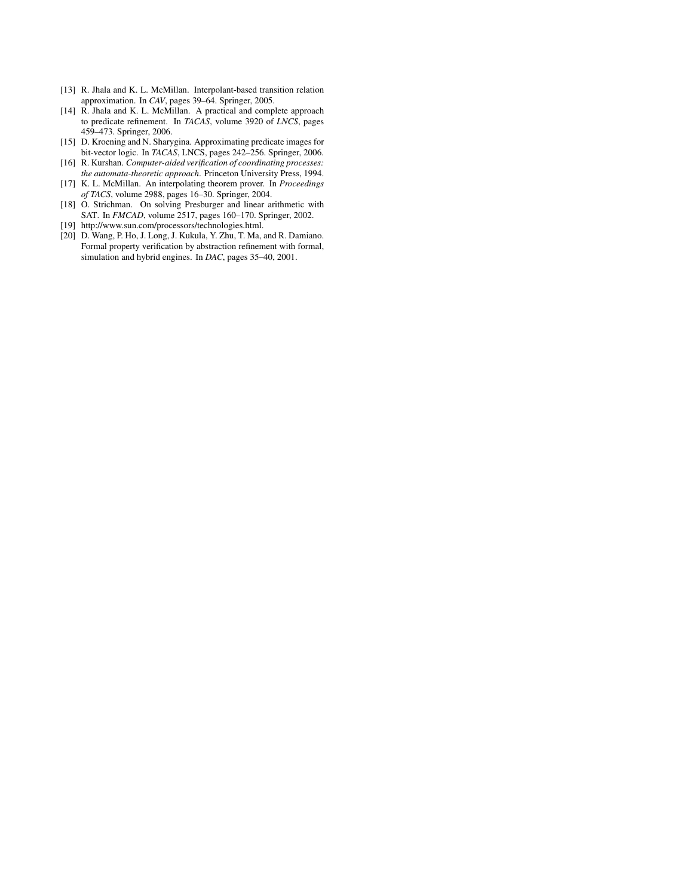[13] R. Jhala and K. L. McMillan. Interpolant-based transition relation approximation. In *CAV*, pages 39–64. Springer, 2005.

[14] R. Jhala and K. L. McMillan. A practical and complete approach to predicate refinement. In *TACAS*, volume 3920 of *LNCS*, pages 459–473. Springer, 2006.

[15] D. Kroening and N. Sharygina. Approximating predicate images for bit-vector logic. In *TACAS*, LNCS, pages 242–256. Springer, 2006.

[16] R. Kurshan. *Computer-aided verification of coordinating processes: the automata-theoretic approach*. Princeton University Press, 1994.

[17] K. L. McMillan. An interpolating theorem prover. In *Proceedings of TACS*, volume 2988, pages 16–30. Springer, 2004.

[18] O. Strichman. On solving Presburger and linear arithmetic with SAT. In *FMCAD*, volume 2517, pages 160–170. Springer, 2002.

[19] http://www.sun.com/processors/technologies.html.

[20] D. Wang, P. Ho, J. Long, J. Kukula, Y. Zhu, T. Ma, and R. Damiano. Formal property verification by abstraction refinement with formal, simulation and hybrid engines. In *DAC*, pages 35–40, 2001.